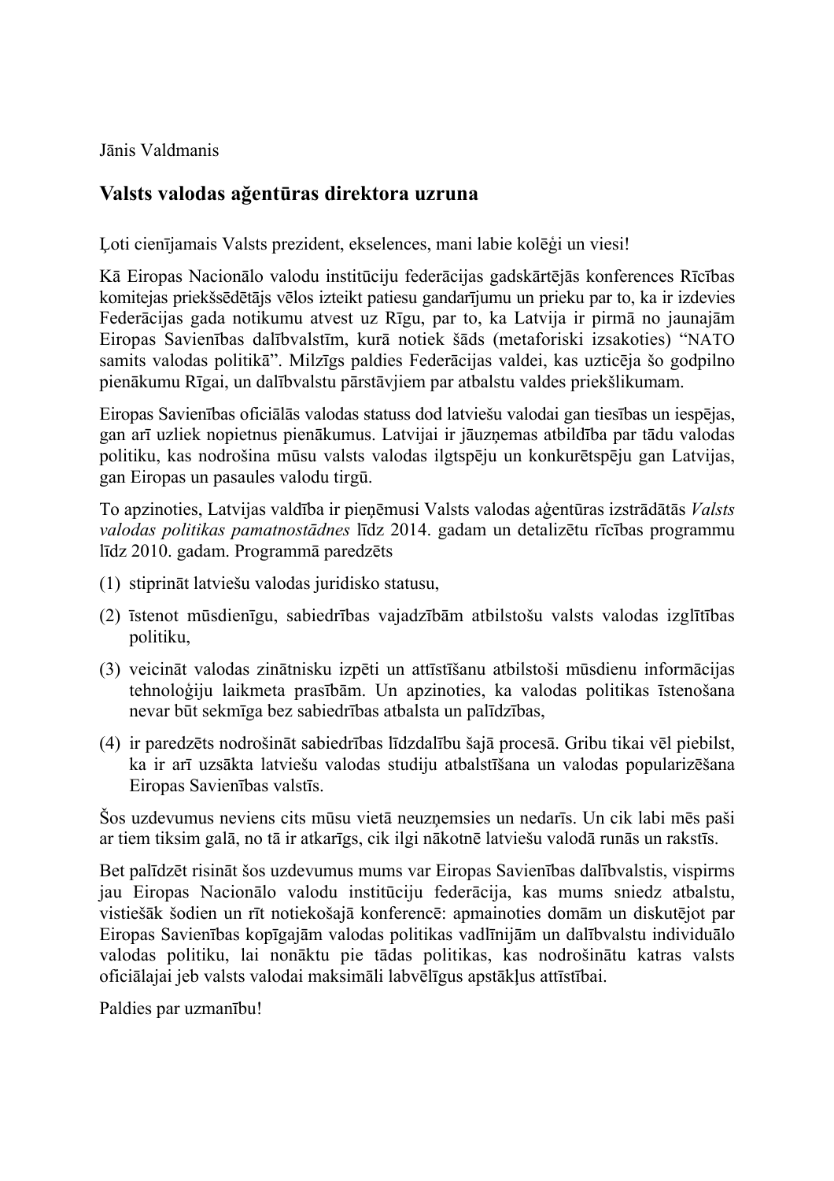Jānis Valdmanis

## Valsts valodas aģentūras direktora uzruna

Ļoti cienījamais Valsts prezident, ekselences, mani labie kolēģi un viesi!

Kā Eiropas Nacionālo valodu institūciju federācijas gadskārtējās konferences Rīcības komitejas priekšsēdētājs vēlos izteikt patiesu gandarījumu un prieku par to, ka ir izdevies Federācijas gada notikumu atvest uz Rīgu, par to, ka Latvija ir pirmā no jaunajām Eiropas Savienības dalībvalstīm, kurā notiek šāds (metaforiski izsakoties) "NATO samits valodas politikā". Milzīgs paldies Federācijas valdei, kas uzticēja šo godpilno pienākumu Rīgai, un dalībvalstu pārstāvjiem par atbalstu valdes priekšlikumam.

Eiropas Savienības oficiālās valodas statuss dod latviešu valodai gan tiesības un iespējas, gan arī uzliek nopietnus pienākumus. Latvijai ir jāuzņemas atbildība par tādu valodas politiku, kas nodrošina mūsu valsts valodas ilgtspēju un konkurētspēju gan Latvijas, gan Eiropas un pasaules valodu tirgū.

To apzinoties, Latvijas valdība ir pieņēmusi Valsts valodas aģentūras izstrādātās *Valsts valodas politikas pamatnostādnes* līdz 2014. gadam un detalizētu rīcības programmu līdz 2010. gadam. Programmā paredzēts

(1) stiprināt latviešu valodas juridisko statusu,

(2) īstenot mūsdienīgu, sabiedrības vajadzībām atbilstošu valsts valodas izglītības politiku,

(3) veicināt valodas zinātnisku izpēti un attīstīšanu atbilstoši mūsdienu informācijas tehnoloģiju laikmeta prasībām. Un apzinoties, ka valodas politikas īstenošana nevar būt sekmīga bez sabiedrības atbalsta un palīdzības,

(4) ir paredzēts nodrošināt sabiedrības līdzdalību šajā procesā. Gribu tikai vēl piebilst, ka ir arī uzsākta latviešu valodas studiju atbalstīšana un valodas popularizēšana Eiropas Savienības valstīs.

Šos uzdevumus neviens cits mūsu vietā neuzņemsies un nedarīs. Un cik labi mēs paši ar tiem tiksim galā, no tā ir atkarīgs, cik ilgi nākotnē latviešu valodā runās un rakstīs.

Bet palīdzēt risināt šos uzdevumus mums var Eiropas Savienības dalībvalstis, vispirms jau Eiropas Nacionālo valodu institūciju federācija, kas mums sniedz atbalstu, vistiešāk šodien un rīt notiekošajā konferencē: apmainoties domām un diskutējot par Eiropas Savienības kopīgajām valodas politikas vadlīnijām un dalībvalstu individuālo valodas politiku, lai nonāktu pie tādas politikas, kas nodrošinātu katras valsts oficiālajai jeb valsts valodai maksimāli labvēlīgus apstākļus attīstībai.

Paldies par uzmanību!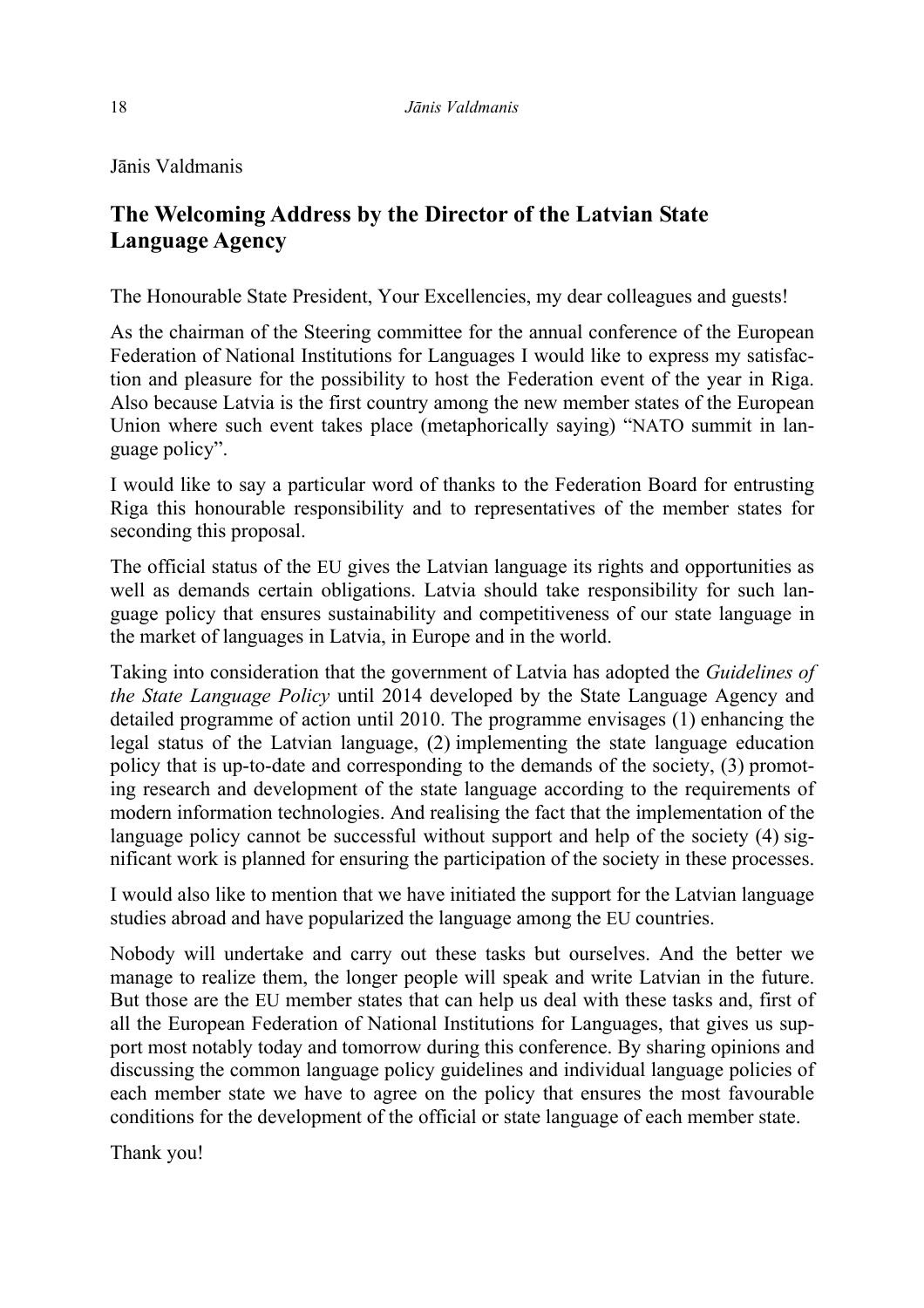Jānis Valdmanis

## The Welcoming Address by the Director of the Latvian State Language Agency

The Honourable State President, Your Excellencies, my dear colleagues and guests!

As the chairman of the Steering committee for the annual conference of the European Federation of National Institutions for Languages I would like to express my satisfaction and pleasure for the possibility to host the Federation event of the year in Riga. Also because Latvia is the first country among the new member states of the European Union where such event takes place (metaphorically saying) "NATO summit in language policy".

I would like to say a particular word of thanks to the Federation Board for entrusting Riga this honourable responsibility and to representatives of the member states for seconding this proposal.

The official status of the EU gives the Latvian language its rights and opportunities as well as demands certain obligations. Latvia should take responsibility for such language policy that ensures sustainability and competitiveness of our state language in the market of languages in Latvia, in Europe and in the world.

Taking into consideration that the government of Latvia has adopted the *Guidelines of the State Language Policy* until 2014 developed by the State Language Agency and detailed programme of action until 2010. The programme envisages (1) enhancing the legal status of the Latvian language, (2) implementing the state language education policy that is up-to-date and corresponding to the demands of the society, (3) promoting research and development of the state language according to the requirements of modern information technologies. And realising the fact that the implementation of the language policy cannot be successful without support and help of the society (4) significant work is planned for ensuring the participation of the society in these processes.

I would also like to mention that we have initiated the support for the Latvian language studies abroad and have popularized the language among the EU countries.

Nobody will undertake and carry out these tasks but ourselves. And the better we manage to realize them, the longer people will speak and write Latvian in the future. But those are the EU member states that can help us deal with these tasks and, first of all the European Federation of National Institutions for Languages, that gives us support most notably today and tomorrow during this conference. By sharing opinions and discussing the common language policy guidelines and individual language policies of each member state we have to agree on the policy that ensures the most favourable conditions for the development of the official or state language of each member state.

Thank you!